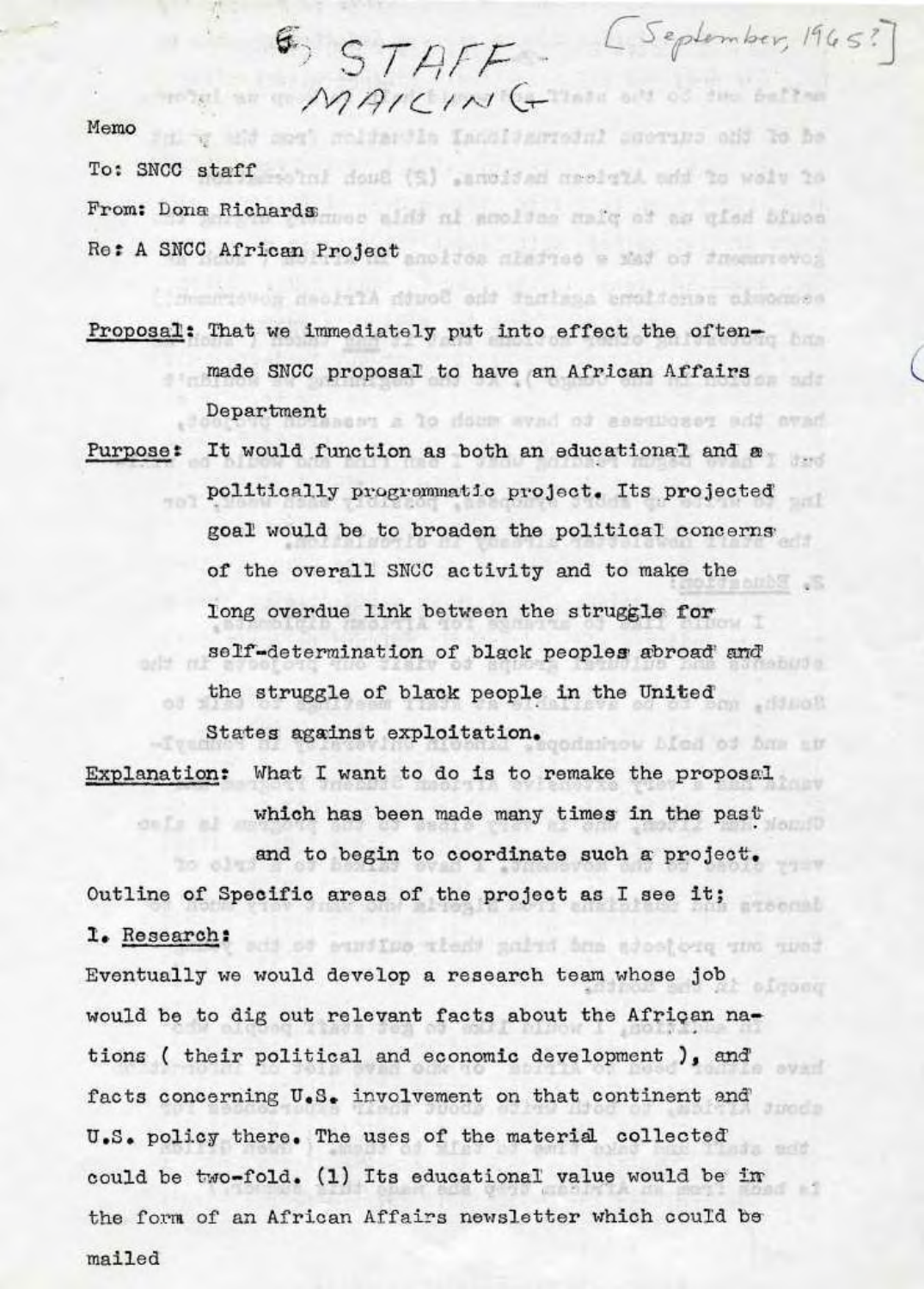6 STAFF MAILING [September, 1965?]

Memo

To: SNCC staff

From: Dona Richards

Re: A SNCC African Project

**Proposal:** That we immediately put into effect the often-made SNCC proposal to have an African Affairs Department

**Purpose:** It would function as both an educational and a politically programmatic project. Its projected goal would be to broaden the political concerns of the overall SNCC activity and to make the long overdue link between the struggle for self-determination of black peoples abroad and the struggle of black people in the United States against exploitation.

**Explanation:** What I want to do is to remake the proposal which has been made many times in the past and to begin to coordinate such a project.

Outline of Specific areas of the project as I see it:

1. Research:

Eventually we would develop a research team whose job would be to dig out relevant facts about the African nations ( their political and economic development ), and facts concerning U.S. involvement on that continent and U.S. policy there. The uses of the material collected could be two-fold. (1) Its educational value would be in the form of an African Affairs newsletter which could be mailed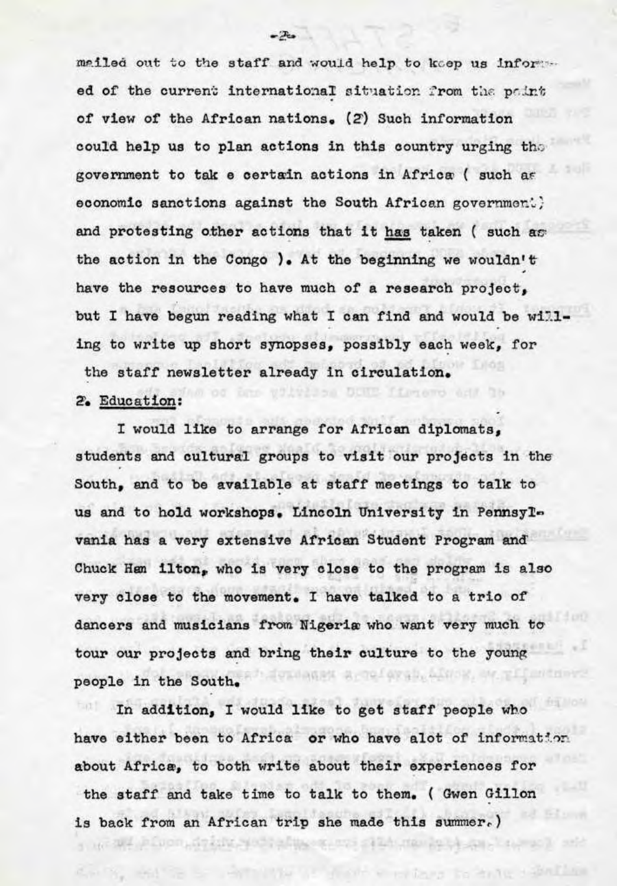mailed out to the staff and would help to keep us informed of the current international situation from the point of view of the African nations. (2) Such information could help us to plan actions in this country urging the government to tak e certain actions in Africa ( such as economic sanctions against the South African government) and protesting other actions that it has taken ( such as the action in the Congo ). At the beginning we wouldn't have the resources to have much of a research project, but I have begun reading what I can find and would be willing to write up short synopses, possibly each week, for the staff newsletter already in circulation.

2. Education:

I would like to arrange for African diplomats, students and cultural groups to visit our projects in the South, and to be available at staff meetings to talk to us and to hold workshops. Lincoln University in Pennsylvania has a very extensive African Student Program and Chuck Ham ilton, who is very close to the program is also very close to the movement. I have talked to a trio of dancers and musicians from Nigeria who want very much to tour our projects and bring their culture to the young people in the South.

In addition, I would like to get staff people who have either been to Africa or who have alot of information about Africa, to both write about their experiences for the staff and take time to talk to them. ( Gwen Gillon is back from an African trip she made this summer.)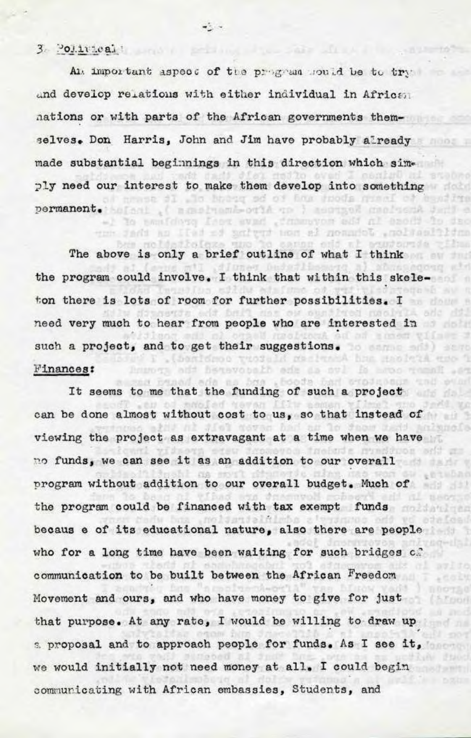3. Political:

An important aspect of the program would be to try and develop relations with either individual in African nations or with parts of the African governments themselves. Don Harris, John and Jim have probably already made substantial beginnings in this direction which simply need our interest to make them develop into something permanent.

The above is only a brief outline of what I think the program could involve. I think that within this skeleton there is lots of room for further possibilities. I need very much to hear from people who are interested in such a project, and to get their suggestions.

Finances:

It seems to me that the funding of such a project can be done almost without cost to us, so that instead of viewing the project as extravagant at a time when we have no funds, we can see it as an addition to our overall program without addition to our overall budget. Much of the program could be financed with tax exempt funds becaus e of its educational nature, also there are people who for a long time have been waiting for such bridges of communication to be built between the African Freedom Movement and ours, and who have money to give for just that purpose. At any rate, I would be willing to draw up a proposal and to approach people for funds. As I see it, we would initially not need money at all. I could begin communicating with African embassies, Students, and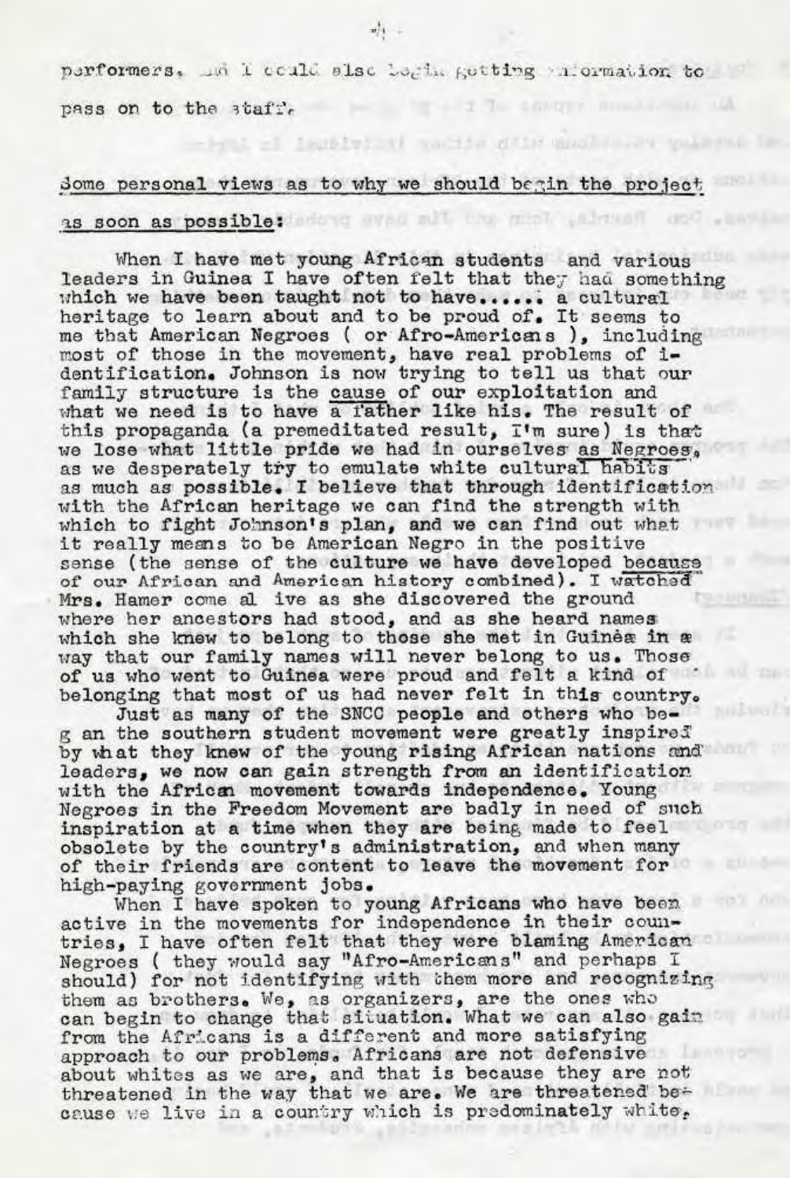performers. And I could also begin getting information to pass on to the staff.

Some personal views as to why we should begin the project as soon as possible:

When I have met young African students and various leaders in Guinea I have often felt that they had something which we have been taught not to have...... a cultural heritage to learn about and to be proud of. It seems to me that American Negroes ( or Afro-Americans ), including most of those in the movement, have real problems of identification. Johnson is now trying to tell us that our family structure is the cause of our exploitation and what we need is to have a father like his. The result of this propaganda (a premeditated result, I'm sure) is that we lose what little pride we had in ourselves as Negroes, as we desperately try to emulate white cultural habits as much as possible. I believe that through identification with the African heritage we can find the strength with which to fight Johnson's plan, and we can find out what it really means to be American Negro in the positive sense (the sense of the culture we have developed because of our African and American history combined). I watched Mrs. Hamer come alive as she discovered the ground where her ancestors had stood, and as she heard names which she knew to belong to those she met in Guinea in a way that our family names will never belong to us. Those of us who went to Guinea were proud and felt a kind of belonging that most of us had never felt in this country.

Just as many of the SNCC people and others who began the southern student movement were greatly inspired by what they knew of the young rising African nations and leaders, we now can gain strength from an identification with the African movement towards independence. Young Negroes in the Freedom Movement are badly in need of such inspiration at a time when they are being made to feel obsolete by the country's administration, and when many of their friends are content to leave the movement for high-paying government jobs.

When I have spoken to young Africans who have been active in the movements for independence in their countries, I have often felt that they were blaming American Negroes ( they would say "Afro-Americans" and perhaps I should) for not identifying with them more and recognizing them as brothers. We, as organizers, are the ones who can begin to change that situation. What we can also gain from the Africans is a different and more satisfying approach to our problems. Africans are not defensive about whites as we are, and that is because they are not threatened in the way that we are. We are threatened because we live in a country which is predominately white,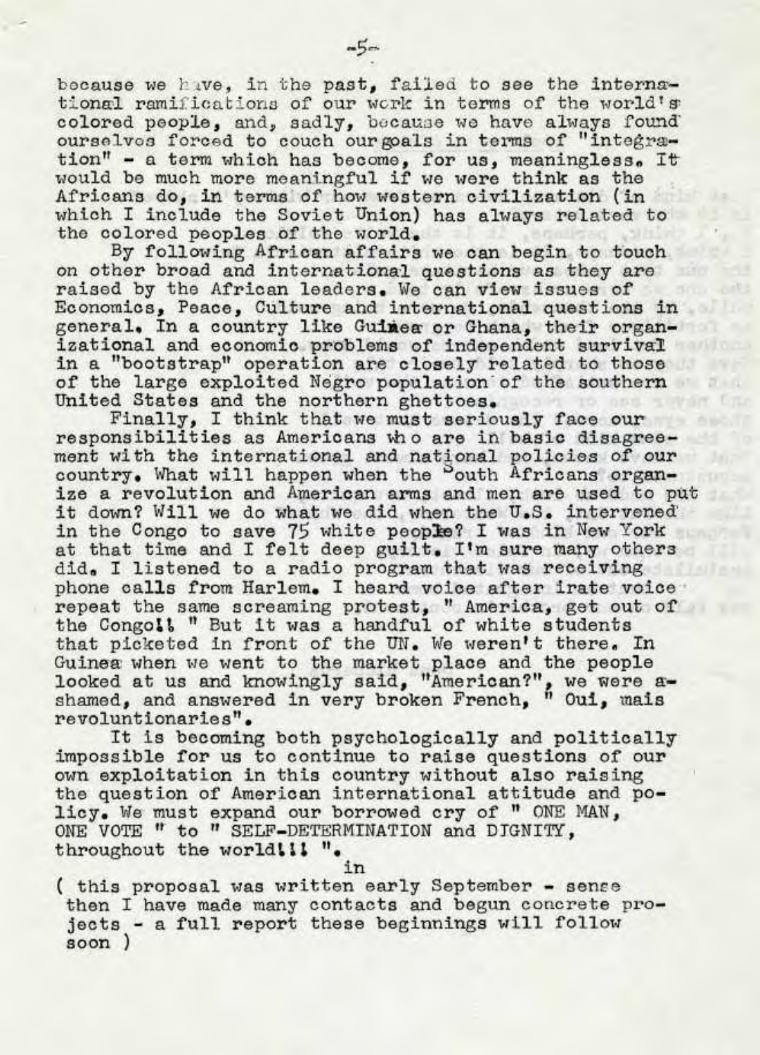because we have, in the past, failed to see the international ramifications of our work in terms of the world's colored people, and, sadly, because we have always found ourselves forced to couch our goals in terms of "integration" - a term which has become, for us, meaningless. It would be much more meaningful if we were think as the Africans do, in terms of how western civilization (in which I include the Soviet Union) has always related to the colored peoples of the world.

By following African affairs we can begin to touch on other broad and international questions as they are raised by the African leaders. We can view issues of Economics, Peace, Culture and international questions in general. In a country like Guinea or Ghana, their organizational and economic problems of independent survival in a "bootstrap" operation are closely related to those of the large exploited Negro population of the southern United States and the northern ghettoes.

Finally, I think that we must seriously face our responsibilities as Americans who are in basic disagreement with the international and national policies of our country. What will happen when the South Africans organize a revolution and American arms and men are used to put it down? Will we do what we did when the U.S. intervened in the Congo to save 75 white people? I was in New York at that time and I felt deep guilt. I'm sure many others did. I listened to a radio program that was receiving phone calls from Harlem. I heard voice after irate voice repeat the same screaming protest, " America, get out of the Congo!! " But it was a handful of white students that picketed in front of the UN. We weren't there. In Guinea when we went to the market place and the people looked at us and knowingly said, "American?", we were ashamed, and answered in very broken French, " Oui, mais revoluntionaries".

It is becoming both psychologically and politically impossible for us to continue to raise questions of our own exploitation in this country without also raising the question of American international attitude and policy. We must expand our borrowed cry of " ONE MAN, ONE VOTE " to " SELF-DETERMINATION and DIGNITY, throughout the world!!! ".

( this proposal was written early September - sense then I have made many contacts and begun concrete projects - a full report in these beginnings will follow soon )